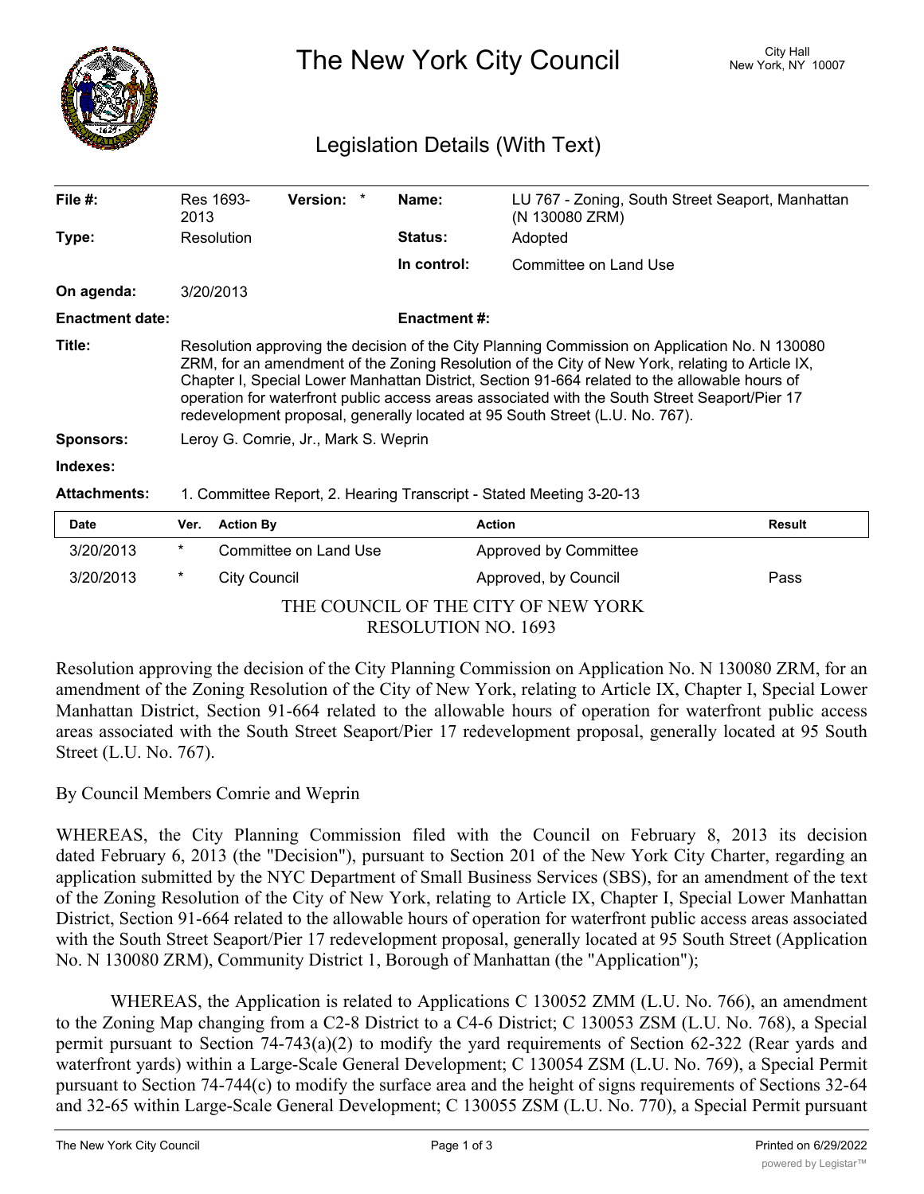# The New York City Council

City Hall
New York, NY 10007

## Legislation Details (With Text)

| | | | |
|---|---|---|---|
| **File #:** | Res 1693-2013 **Version:** * | **Name:** | LU 767 - Zoning, South Street Seaport, Manhattan (N 130080 ZRM) |
| **Type:** | Resolution | **Status:** | Adopted |
| | | **In control:** | Committee on Land Use |
| **On agenda:** | 3/20/2013 | | |
| **Enactment date:** | | **Enactment #:** | |

**Title:** Resolution approving the decision of the City Planning Commission on Application No. N 130080 ZRM, for an amendment of the Zoning Resolution of the City of New York, relating to Article IX, Chapter I, Special Lower Manhattan District, Section 91-664 related to the allowable hours of operation for waterfront public access areas associated with the South Street Seaport/Pier 17 redevelopment proposal, generally located at 95 South Street (L.U. No. 767).

**Sponsors:** Leroy G. Comrie, Jr., Mark S. Weprin

**Indexes:**

**Attachments:** 1. Committee Report, 2. Hearing Transcript - Stated Meeting 3-20-13

| Date | Ver. | Action By | Action | Result |
|---|---|---|---|---|
| 3/20/2013 | * | Committee on Land Use | Approved by Committee | |
| 3/20/2013 | * | City Council | Approved, by Council | Pass |

THE COUNCIL OF THE CITY OF NEW YORK
RESOLUTION NO. 1693

Resolution approving the decision of the City Planning Commission on Application No. N 130080 ZRM, for an amendment of the Zoning Resolution of the City of New York, relating to Article IX, Chapter I, Special Lower Manhattan District, Section 91-664 related to the allowable hours of operation for waterfront public access areas associated with the South Street Seaport/Pier 17 redevelopment proposal, generally located at 95 South Street (L.U. No. 767).

By Council Members Comrie and Weprin

WHEREAS, the City Planning Commission filed with the Council on February 8, 2013 its decision dated February 6, 2013 (the "Decision"), pursuant to Section 201 of the New York City Charter, regarding an application submitted by the NYC Department of Small Business Services (SBS), for an amendment of the text of the Zoning Resolution of the City of New York, relating to Article IX, Chapter I, Special Lower Manhattan District, Section 91-664 related to the allowable hours of operation for waterfront public access areas associated with the South Street Seaport/Pier 17 redevelopment proposal, generally located at 95 South Street (Application No. N 130080 ZRM), Community District 1, Borough of Manhattan (the "Application");

WHEREAS, the Application is related to Applications C 130052 ZMM (L.U. No. 766), an amendment to the Zoning Map changing from a C2-8 District to a C4-6 District; C 130053 ZSM (L.U. No. 768), a Special permit pursuant to Section 74-743(a)(2) to modify the yard requirements of Section 62-322 (Rear yards and waterfront yards) within a Large-Scale General Development; C 130054 ZSM (L.U. No. 769), a Special Permit pursuant to Section 74-744(c) to modify the surface area and the height of signs requirements of Sections 32-64 and 32-65 within Large-Scale General Development; C 130055 ZSM (L.U. No. 770), a Special Permit pursuant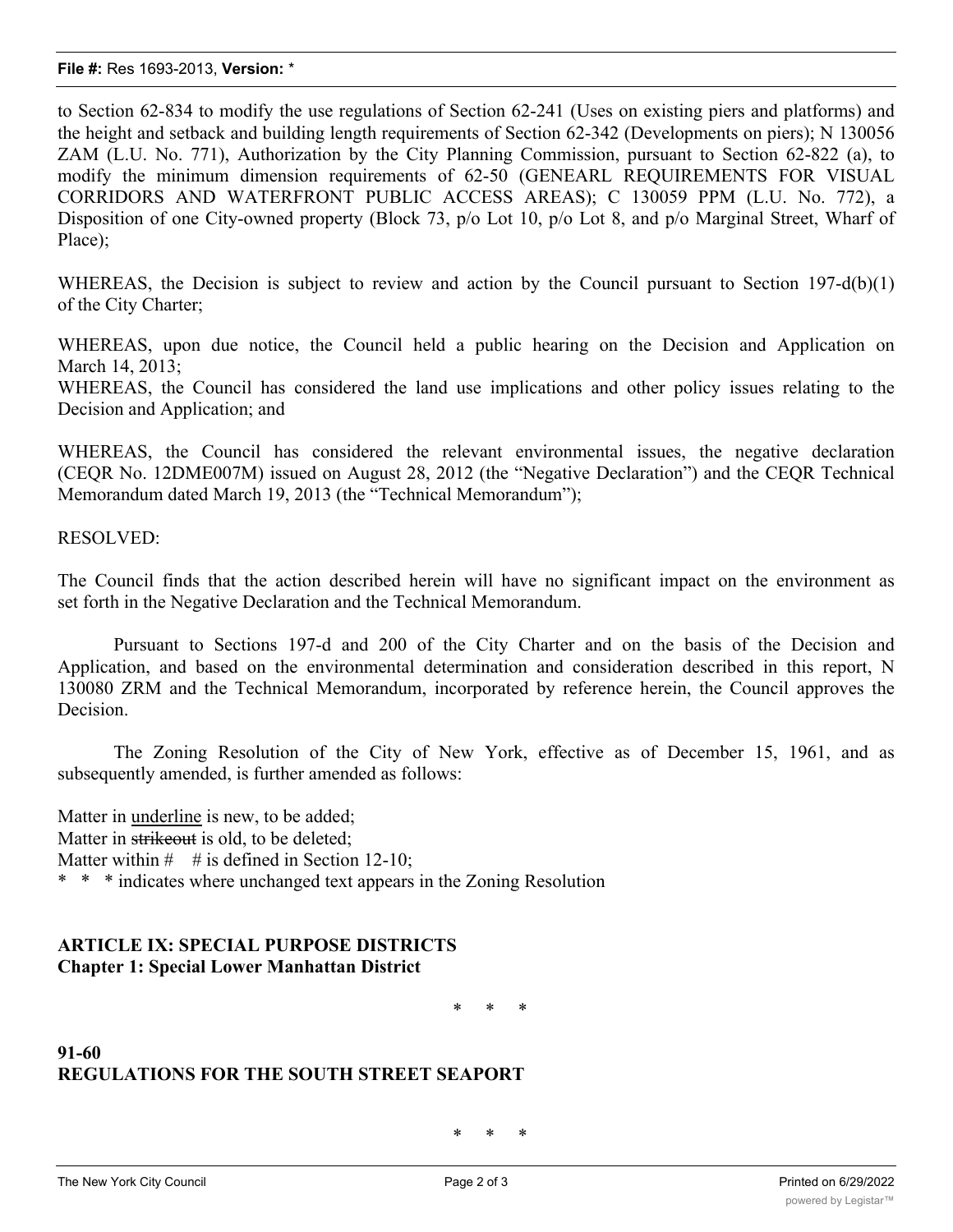to Section 62-834 to modify the use regulations of Section 62-241 (Uses on existing piers and platforms) and the height and setback and building length requirements of Section 62-342 (Developments on piers); N 130056 ZAM (L.U. No. 771), Authorization by the City Planning Commission, pursuant to Section 62-822 (a), to modify the minimum dimension requirements of 62-50 (GENEARL REQUIREMENTS FOR VISUAL CORRIDORS AND WATERFRONT PUBLIC ACCESS AREAS); C 130059 PPM (L.U. No. 772), a Disposition of one City-owned property (Block 73, p/o Lot 10, p/o Lot 8, and p/o Marginal Street, Wharf of Place);

WHEREAS, the Decision is subject to review and action by the Council pursuant to Section 197-d(b)(1) of the City Charter;

WHEREAS, upon due notice, the Council held a public hearing on the Decision and Application on March 14, 2013;

WHEREAS, the Council has considered the land use implications and other policy issues relating to the Decision and Application; and

WHEREAS, the Council has considered the relevant environmental issues, the negative declaration (CEQR No. 12DME007M) issued on August 28, 2012 (the "Negative Declaration") and the CEQR Technical Memorandum dated March 19, 2013 (the "Technical Memorandum");

RESOLVED:

The Council finds that the action described herein will have no significant impact on the environment as set forth in the Negative Declaration and the Technical Memorandum.

Pursuant to Sections 197-d and 200 of the City Charter and on the basis of the Decision and Application, and based on the environmental determination and consideration described in this report, N 130080 ZRM and the Technical Memorandum, incorporated by reference herein, the Council approves the Decision.

The Zoning Resolution of the City of New York, effective as of December 15, 1961, and as subsequently amended, is further amended as follows:

Matter in <u>underline</u> is new, to be added;
Matter in ~~strikeout~~ is old, to be deleted;
Matter within # # is defined in Section 12-10;
\* \* \* indicates where unchanged text appears in the Zoning Resolution

**ARTICLE IX: SPECIAL PURPOSE DISTRICTS**
**Chapter 1: Special Lower Manhattan District**

\* \* \*

**91-60**
**REGULATIONS FOR THE SOUTH STREET SEAPORT**

\* \* \*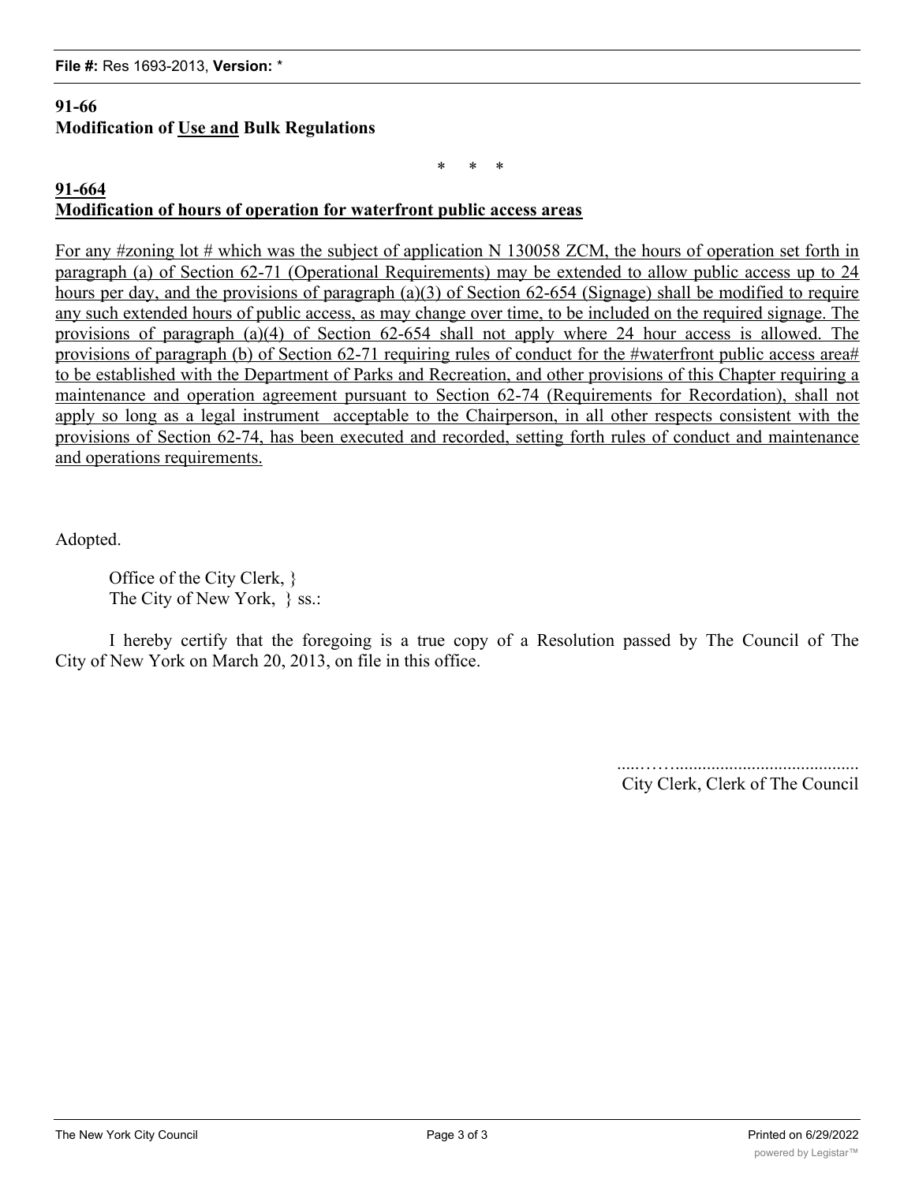**91-66**
**Modification of <u>Use and</u> Bulk Regulations**

\* \* \*

**<u>91-664</u>**
**<u>Modification of hours of operation for waterfront public access areas</u>**

<u>For any #zoning lot # which was the subject of application N 130058 ZCM, the hours of operation set forth in paragraph (a) of Section 62-71 (Operational Requirements) may be extended to allow public access up to 24 hours per day, and the provisions of paragraph (a)(3) of Section 62-654 (Signage) shall be modified to require any such extended hours of public access, as may change over time, to be included on the required signage. The provisions of paragraph (a)(4) of Section 62-654 shall not apply where 24 hour access is allowed. The provisions of paragraph (b) of Section 62-71 requiring rules of conduct for the #waterfront public access area# to be established with the Department of Parks and Recreation, and other provisions of this Chapter requiring a maintenance and operation agreement pursuant to Section 62-74 (Requirements for Recordation), shall not apply so long as a legal instrument acceptable to the Chairperson, in all other respects consistent with the provisions of Section 62-74, has been executed and recorded, setting forth rules of conduct and maintenance and operations requirements.</u>

Adopted.

Office of the City Clerk, }
The City of New York, } ss.:

I hereby certify that the foregoing is a true copy of a Resolution passed by The Council of The City of New York on March 20, 2013, on file in this office.

.....……..........................................
City Clerk, Clerk of The Council